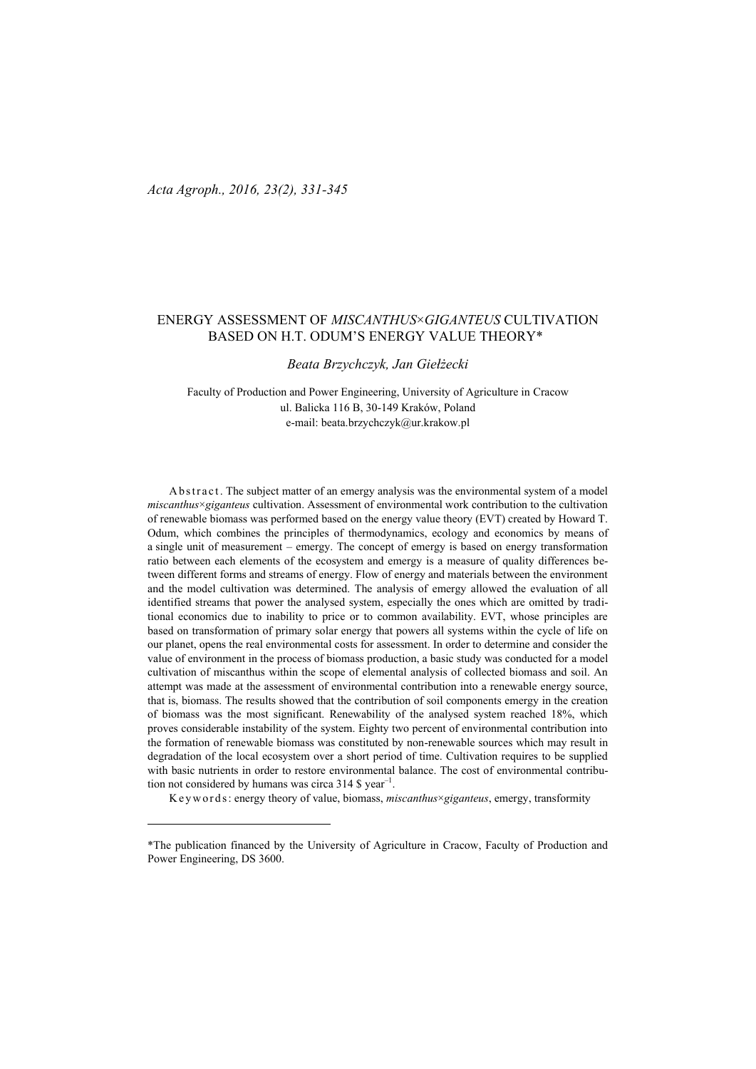*Acta Agroph., 2016, 23(2), 331-345*

# ENERGY ASSESSMENT OF *MISCANTHUS×GIGANTEUS* CULTIVATION BASED ON H.T. ODUM'S ENERGY VALUE THEORY*

*Beata Brzychczyk, Jan Giełżecki*

Faculty of Production and Power Engineering, University of Agriculture in Cracow
ul. Balicka 116 B, 30-149 Kraków, Poland
e-mail: beata.brzychczyk@ur.krakow.pl

Abstract. The subject matter of an emergy analysis was the environmental system of a model *miscanthus×giganteus* cultivation. Assessment of environmental work contribution to the cultivation of renewable biomass was performed based on the energy value theory (EVT) created by Howard T. Odum, which combines the principles of thermodynamics, ecology and economics by means of a single unit of measurement – emergy. The concept of emergy is based on energy transformation ratio between each elements of the ecosystem and emergy is a measure of quality differences between different forms and streams of energy. Flow of energy and materials between the environment and the model cultivation was determined. The analysis of emergy allowed the evaluation of all identified streams that power the analysed system, especially the ones which are omitted by traditional economics due to inability to price or to common availability. EVT, whose principles are based on transformation of primary solar energy that powers all systems within the cycle of life on our planet, opens the real environmental costs for assessment. In order to determine and consider the value of environment in the process of biomass production, a basic study was conducted for a model cultivation of miscanthus within the scope of elemental analysis of collected biomass and soil. An attempt was made at the assessment of environmental contribution into a renewable energy source, that is, biomass. The results showed that the contribution of soil components emergy in the creation of biomass was the most significant. Renewability of the analysed system reached 18%, which proves considerable instability of the system. Eighty two percent of environmental contribution into the formation of renewable biomass was constituted by non-renewable sources which may result in degradation of the local ecosystem over a short period of time. Cultivation requires to be supplied with basic nutrients in order to restore environmental balance. The cost of environmental contribution not considered by humans was circa 314 \$ year$^{-1}$.

Keywords: energy theory of value, biomass, *miscanthus×giganteus*, emergy, transformity

---

*The publication financed by the University of Agriculture in Cracow, Faculty of Production and Power Engineering, DS 3600.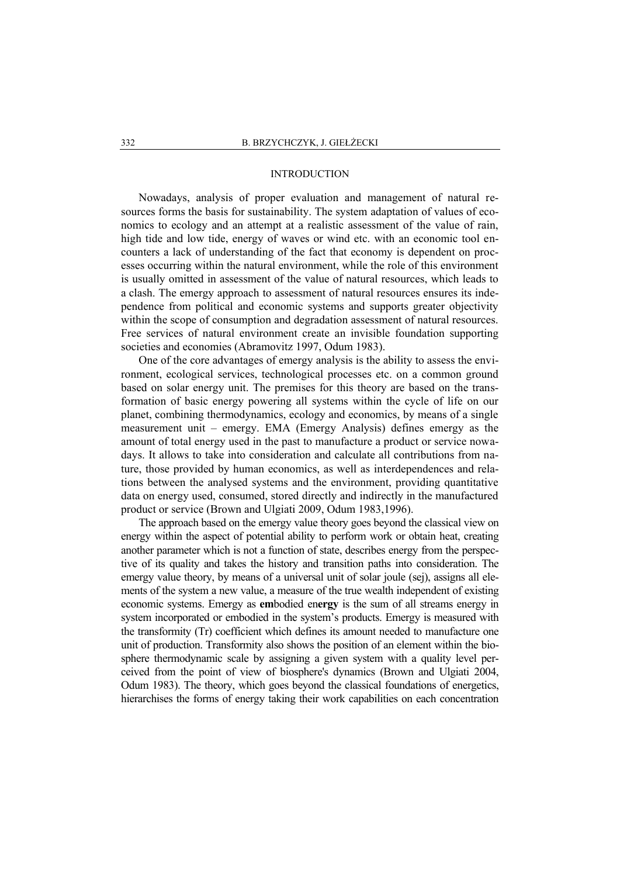## INTRODUCTION

Nowadays, analysis of proper evaluation and management of natural resources forms the basis for sustainability. The system adaptation of values of economics to ecology and an attempt at a realistic assessment of the value of rain, high tide and low tide, energy of waves or wind etc. with an economic tool encounters a lack of understanding of the fact that economy is dependent on processes occurring within the natural environment, while the role of this environment is usually omitted in assessment of the value of natural resources, which leads to a clash. The emergy approach to assessment of natural resources ensures its independence from political and economic systems and supports greater objectivity within the scope of consumption and degradation assessment of natural resources. Free services of natural environment create an invisible foundation supporting societies and economies (Abramovitz 1997, Odum 1983).

One of the core advantages of emergy analysis is the ability to assess the environment, ecological services, technological processes etc. on a common ground based on solar energy unit. The premises for this theory are based on the transformation of basic energy powering all systems within the cycle of life on our planet, combining thermodynamics, ecology and economics, by means of a single measurement unit – emergy. EMA (Emergy Analysis) defines emergy as the amount of total energy used in the past to manufacture a product or service nowadays. It allows to take into consideration and calculate all contributions from nature, those provided by human economics, as well as interdependences and relations between the analysed systems and the environment, providing quantitative data on energy used, consumed, stored directly and indirectly in the manufactured product or service (Brown and Ulgiati 2009, Odum 1983,1996).

The approach based on the emergy value theory goes beyond the classical view on energy within the aspect of potential ability to perform work or obtain heat, creating another parameter which is not a function of state, describes energy from the perspective of its quality and takes the history and transition paths into consideration. The emergy value theory, by means of a universal unit of solar joule (sej), assigns all elements of the system a new value, a measure of the true wealth independent of existing economic systems. Emergy as **em**bodied en**ergy** is the sum of all streams energy in system incorporated or embodied in the system's products. Emergy is measured with the transformity (Tr) coefficient which defines its amount needed to manufacture one unit of production. Transformity also shows the position of an element within the biosphere thermodynamic scale by assigning a given system with a quality level perceived from the point of view of biosphere's dynamics (Brown and Ulgiati 2004, Odum 1983). The theory, which goes beyond the classical foundations of energetics, hierarchises the forms of energy taking their work capabilities on each concentration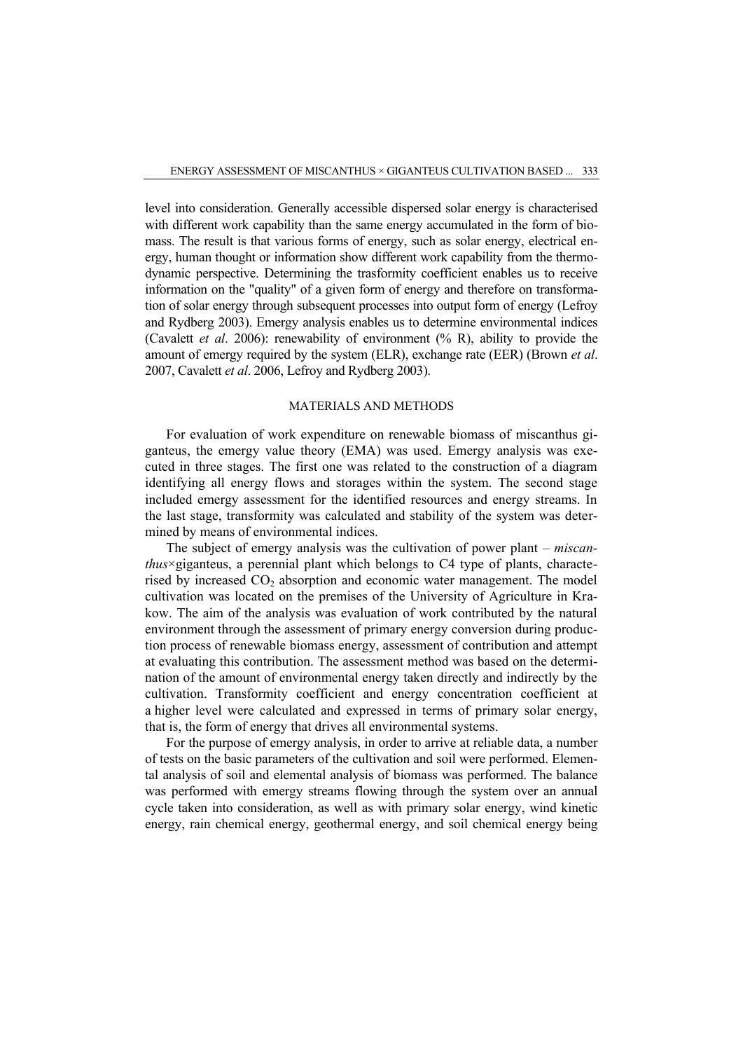level into consideration. Generally accessible dispersed solar energy is characterised with different work capability than the same energy accumulated in the form of biomass. The result is that various forms of energy, such as solar energy, electrical energy, human thought or information show different work capability from the thermodynamic perspective. Determining the trasformity coefficient enables us to receive information on the "quality" of a given form of energy and therefore on transformation of solar energy through subsequent processes into output form of energy (Lefroy and Rydberg 2003). Emergy analysis enables us to determine environmental indices (Cavalett *et al*. 2006): renewability of environment (% R), ability to provide the amount of emergy required by the system (ELR), exchange rate (EER) (Brown *et al*. 2007, Cavalett *et al*. 2006, Lefroy and Rydberg 2003).

## MATERIALS AND METHODS

For evaluation of work expenditure on renewable biomass of miscanthus giganteus, the emergy value theory (EMA) was used. Emergy analysis was executed in three stages. The first one was related to the construction of a diagram identifying all energy flows and storages within the system. The second stage included emergy assessment for the identified resources and energy streams. In the last stage, transformity was calculated and stability of the system was determined by means of environmental indices.

The subject of emergy analysis was the cultivation of power plant – *miscanthus*×giganteus, a perennial plant which belongs to C4 type of plants, characterised by increased $CO_2$ absorption and economic water management. The model cultivation was located on the premises of the University of Agriculture in Krakow. The aim of the analysis was evaluation of work contributed by the natural environment through the assessment of primary energy conversion during production process of renewable biomass energy, assessment of contribution and attempt at evaluating this contribution. The assessment method was based on the determination of the amount of environmental energy taken directly and indirectly by the cultivation. Transformity coefficient and energy concentration coefficient at a higher level were calculated and expressed in terms of primary solar energy, that is, the form of energy that drives all environmental systems.

For the purpose of emergy analysis, in order to arrive at reliable data, a number of tests on the basic parameters of the cultivation and soil were performed. Elemental analysis of soil and elemental analysis of biomass was performed. The balance was performed with emergy streams flowing through the system over an annual cycle taken into consideration, as well as with primary solar energy, wind kinetic energy, rain chemical energy, geothermal energy, and soil chemical energy being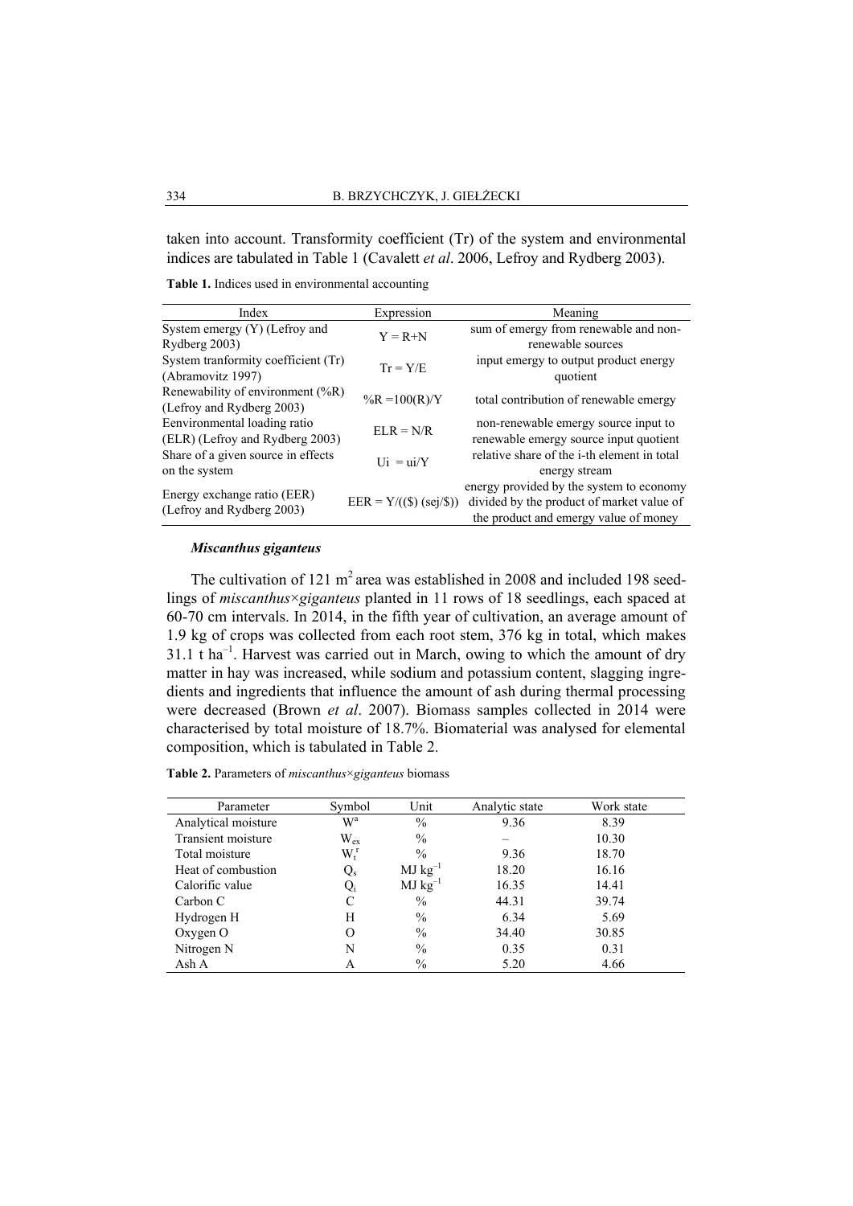taken into account. Transformity coefficient (Tr) of the system and environmental indices are tabulated in Table 1 (Cavalett *et al*. 2006, Lefroy and Rydberg 2003).

**Table 1.** Indices used in environmental accounting

| Index | Expression | Meaning |
|---|---|---|
| System emergy (Y) (Lefroy and Rydberg 2003) | $Y = R+N$ | sum of emergy from renewable and non-renewable sources |
| System tranformity coefficient (Tr) (Abramovitz 1997) | $Tr = Y/E$ | input emergy to output product energy quotient |
| Renewability of environment (%R) (Lefroy and Rydberg 2003) | $\%R = 100(R)/Y$ | total contribution of renewable emergy |
| Eenvironmental loading ratio (ELR) (Lefroy and Rydberg 2003) | $ELR = N/R$ | non-renewable emergy source input to renewable emergy source input quotient |
| Share of a given source in effects on the system | $Ui = ui/Y$ | relative share of the i-th element in total energy stream |
| Energy exchange ratio (EER) (Lefroy and Rydberg 2003) | $EER = Y/((\$)\ (sej/\$))$ | energy provided by the system to economy divided by the product of market value of the product and emergy value of money |

### *Miscanthus giganteus*

The cultivation of 121 $m^2$ area was established in 2008 and included 198 seedlings of *miscanthus×giganteus* planted in 11 rows of 18 seedlings, each spaced at 60-70 cm intervals. In 2014, in the fifth year of cultivation, an average amount of 1.9 kg of crops was collected from each root stem, 376 kg in total, which makes 31.1 t $ha^{-1}$. Harvest was carried out in March, owing to which the amount of dry matter in hay was increased, while sodium and potassium content, slagging ingredients and ingredients that influence the amount of ash during thermal processing were decreased (Brown *et al*. 2007). Biomass samples collected in 2014 were characterised by total moisture of 18.7%. Biomaterial was analysed for elemental composition, which is tabulated in Table 2.

**Table 2.** Parameters of *miscanthus×giganteus* biomass

| Parameter | Symbol | Unit | Analytic state | Work state |
|---|---|---|---|---|
| Analytical moisture | $W^a$ | % | 9.36 | 8.39 |
| Transient moisture | $W_{ex}$ | % | – | 10.30 |
| Total moisture | $W_t^r$ | % | 9.36 | 18.70 |
| Heat of combustion | $Q_s$ | MJ $kg^{-1}$ | 18.20 | 16.16 |
| Calorific value | $Q_i$ | MJ $kg^{-1}$ | 16.35 | 14.41 |
| Carbon C | C | % | 44.31 | 39.74 |
| Hydrogen H | H | % | 6.34 | 5.69 |
| Oxygen O | O | % | 34.40 | 30.85 |
| Nitrogen N | N | % | 0.35 | 0.31 |
| Ash A | A | % | 5.20 | 4.66 |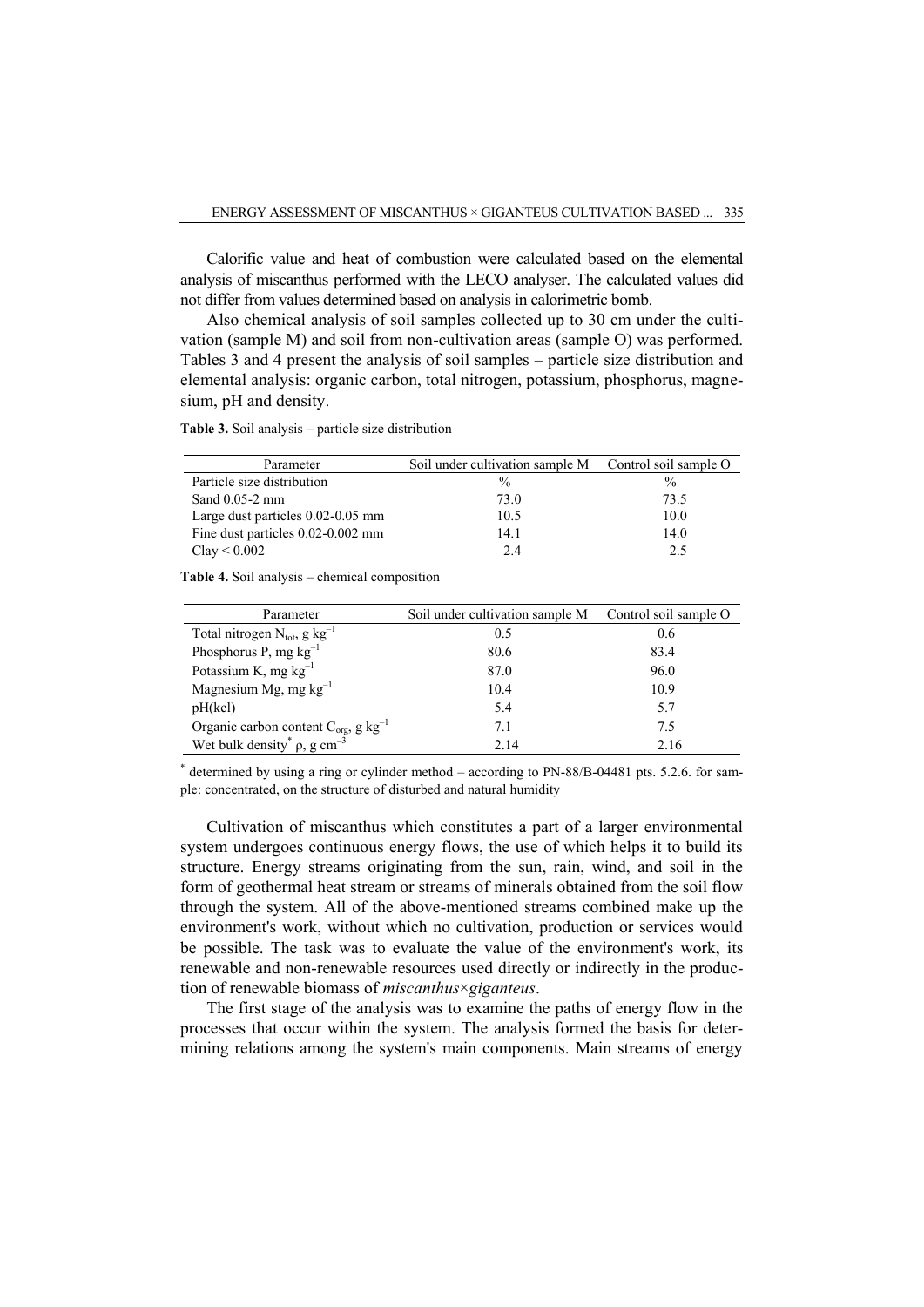Calorific value and heat of combustion were calculated based on the elemental analysis of miscanthus performed with the LECO analyser. The calculated values did not differ from values determined based on analysis in calorimetric bomb.

Also chemical analysis of soil samples collected up to 30 cm under the cultivation (sample M) and soil from non-cultivation areas (sample O) was performed. Tables 3 and 4 present the analysis of soil samples – particle size distribution and elemental analysis: organic carbon, total nitrogen, potassium, phosphorus, magnesium, pH and density.

**Table 3.** Soil analysis – particle size distribution

| Parameter | Soil under cultivation sample M | Control soil sample O |
|---|---|---|
| Particle size distribution | % | % |
| Sand 0.05-2 mm | 73.0 | 73.5 |
| Large dust particles 0.02-0.05 mm | 10.5 | 10.0 |
| Fine dust particles 0.02-0.002 mm | 14.1 | 14.0 |
| Clay < 0.002 | 2.4 | 2.5 |

**Table 4.** Soil analysis – chemical composition

| Parameter | Soil under cultivation sample M | Control soil sample O |
|---|---|---|
| Total nitrogen $N_{tot}$, g $kg^{-1}$ | 0.5 | 0.6 |
| Phosphorus P, mg $kg^{-1}$ | 80.6 | 83.4 |
| Potassium K, mg $kg^{-1}$ | 87.0 | 96.0 |
| Magnesium Mg, mg $kg^{-1}$ | 10.4 | 10.9 |
| pH(kcl) | 5.4 | 5.7 |
| Organic carbon content $C_{org}$, g $kg^{-1}$ | 7.1 | 7.5 |
| Wet bulk density* $\rho$, g $cm^{-3}$ | 2.14 | 2.16 |

\* determined by using a ring or cylinder method – according to PN-88/B-04481 pts. 5.2.6. for sample: concentrated, on the structure of disturbed and natural humidity

Cultivation of miscanthus which constitutes a part of a larger environmental system undergoes continuous energy flows, the use of which helps it to build its structure. Energy streams originating from the sun, rain, wind, and soil in the form of geothermal heat stream or streams of minerals obtained from the soil flow through the system. All of the above-mentioned streams combined make up the environment's work, without which no cultivation, production or services would be possible. The task was to evaluate the value of the environment's work, its renewable and non-renewable resources used directly or indirectly in the production of renewable biomass of *miscanthus×giganteus*.

The first stage of the analysis was to examine the paths of energy flow in the processes that occur within the system. The analysis formed the basis for determining relations among the system's main components. Main streams of energy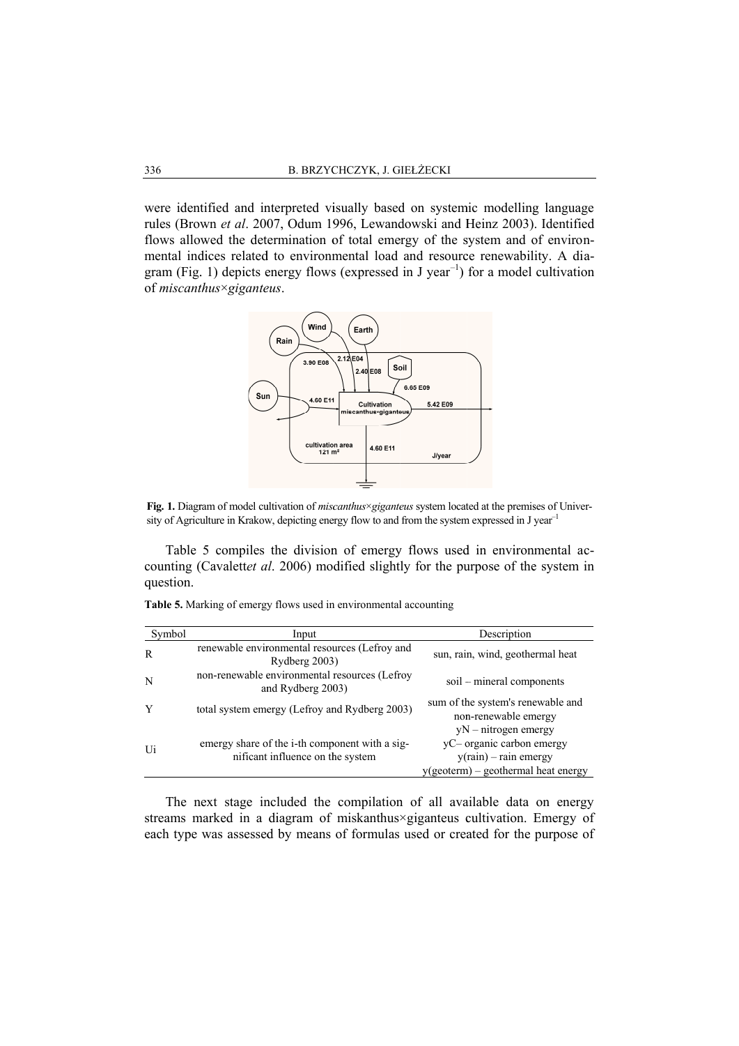were identified and interpreted visually based on systemic modelling language rules (Brown *et al*. 2007, Odum 1996, Lewandowski and Heinz 2003). Identified flows allowed the determination of total emergy of the system and of environmental indices related to environmental load and resource renewability. A diagram (Fig. 1) depicts energy flows (expressed in J year$^{-1}$) for a model cultivation of *miscanthus×giganteus*.

**Fig. 1.** Diagram of model cultivation of *miscanthus×giganteus* system located at the premises of University of Agriculture in Krakow, depicting energy flow to and from the system expressed in J year$^{-1}$

Table 5 compiles the division of emergy flows used in environmental accounting (Cavalett*et al*. 2006) modified slightly for the purpose of the system in question.

**Table 5.** Marking of emergy flows used in environmental accounting

| Symbol | Input | Description |
|---|---|---|
| R | renewable environmental resources (Lefroy and Rydberg 2003) | sun, rain, wind, geothermal heat |
| N | non-renewable environmental resources (Lefroy and Rydberg 2003) | soil – mineral components |
| Y | total system emergy (Lefroy and Rydberg 2003) | sum of the system's renewable and non-renewable emergy |
| Ui | emergy share of the i-th component with a significant influence on the system | yN – nitrogen emergy<br>yC– organic carbon emergy<br>y(rain) – rain emergy<br>y(geoterm) – geothermal heat energy |

The next stage included the compilation of all available data on energy streams marked in a diagram of miskanthus×giganteus cultivation. Emergy of each type was assessed by means of formulas used or created for the purpose of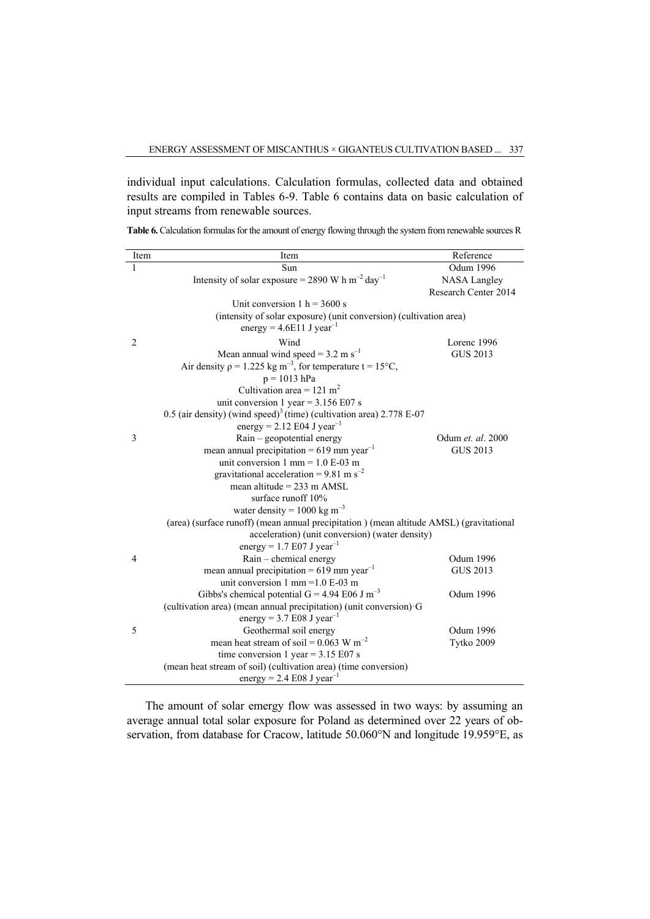individual input calculations. Calculation formulas, collected data and obtained results are compiled in Tables 6-9. Table 6 contains data on basic calculation of input streams from renewable sources.

**Table 6.** Calculation formulas for the amount of energy flowing through the system from renewable sources R

| Item | Item | Reference |
|---|---|---|
| 1 | Sun<br>Intensity of solar exposure = 2890 W h $m^{-2}$ $day^{-1}$<br>Unit conversion 1 h = 3600 s<br>(intensity of solar exposure) (unit conversion) (cultivation area)<br>energy = 4.6E11 J $year^{-1}$ | Odum 1996<br>NASA Langley Research Center 2014 |
| 2 | Wind<br>Mean annual wind speed = 3.2 m $s^{-1}$<br>Air density $\rho$ = 1.225 kg $m^{-3}$, for temperature t = 15°C, p = 1013 hPa<br>Cultivation area = 121 $m^2$<br>unit conversion 1 year = 3.156 E07 s<br>0.5 (air density) (wind speed)$^3$ (time) (cultivation area) 2.778 E-07<br>energy = 2.12 E04 J $year^{-1}$ | Lorenc 1996<br>GUS 2013 |
| 3 | Rain – geopotential energy<br>mean annual precipitation = 619 mm $year^{-1}$<br>unit conversion 1 mm = 1.0 E-03 m<br>gravitational acceleration = 9.81 m $s^{-2}$<br>mean altitude = 233 m AMSL<br>surface runoff 10%<br>water density = 1000 kg $m^{-3}$<br>(area) (surface runoff) (mean annual precipitation ) (mean altitude AMSL) (gravitational acceleration) (unit conversion) (water density)<br>energy = 1.7 E07 J $year^{-1}$ | Odum *et. al*. 2000<br>GUS 2013 |
| 4 | Rain – chemical energy<br>mean annual precipitation = 619 mm $year^{-1}$<br>unit conversion 1 mm =1.0 E-03 m<br>Gibbs's chemical potential G = 4.94 E06 J $m^{-3}$<br>(cultivation area) (mean annual precipitation) (unit conversion)·G<br>energy = 3.7 E08 J $year^{-1}$ | Odum 1996<br>GUS 2013<br>Odum 1996 |
| 5 | Geothermal soil energy<br>mean heat stream of soil = 0.063 W $m^{-2}$<br>time conversion 1 year = 3.15 E07 s<br>(mean heat stream of soil) (cultivation area) (time conversion)<br>energy = 2.4 E08 J $year^{-1}$ | Odum 1996<br>Tytko 2009 |

The amount of solar emergy flow was assessed in two ways: by assuming an average annual total solar exposure for Poland as determined over 22 years of observation, from database for Cracow, latitude 50.060°N and longitude 19.959°E, as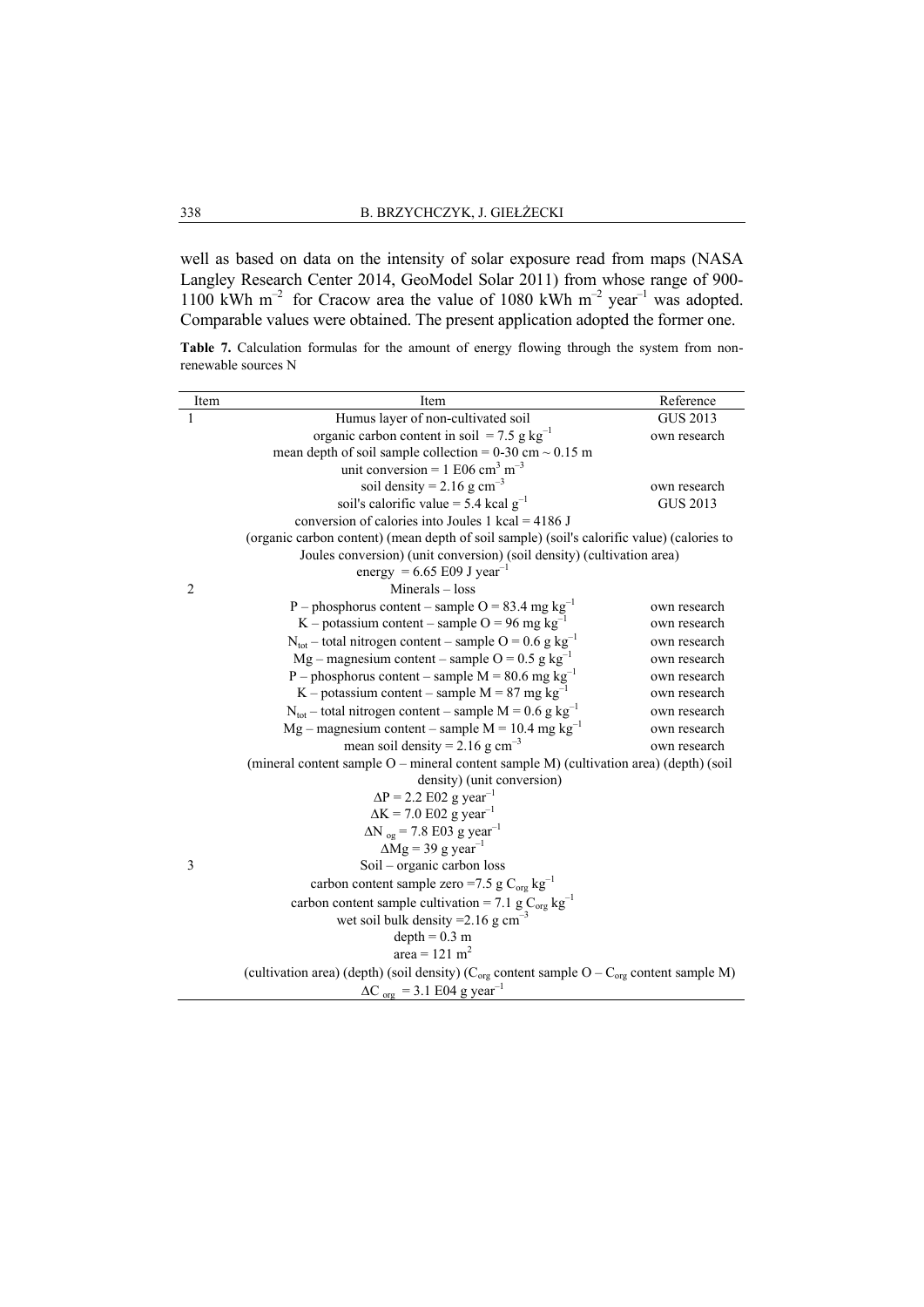well as based on data on the intensity of solar exposure read from maps (NASA Langley Research Center 2014, GeoModel Solar 2011) from whose range of 900-1100 kWh $m^{-2}$ for Cracow area the value of 1080 kWh $m^{-2}$ $year^{-1}$ was adopted. Comparable values were obtained. The present application adopted the former one.

**Table 7.** Calculation formulas for the amount of energy flowing through the system from non-renewable sources N

| Item | Item | Reference |
|---|---|---|
| 1 | Humus layer of non-cultivated soil | GUS 2013 |
| | organic carbon content in soil = 7.5 g $kg^{-1}$ | own research |
| | mean depth of soil sample collection = 0-30 cm ~ 0.15 m | |
| | unit conversion = 1 E06 $cm^3$ $m^{-3}$ | |
| | soil density = 2.16 g $cm^{-3}$ | own research |
| | soil's calorific value = 5.4 kcal $g^{-1}$ | GUS 2013 |
| | conversion of calories into Joules 1 kcal = 4186 J | |
| | (organic carbon content) (mean depth of soil sample) (soil's calorific value) (calories to Joules conversion) (unit conversion) (soil density) (cultivation area) | |
| | energy = 6.65 E09 J $year^{-1}$ | |
| 2 | Minerals – loss | |
| | P – phosphorus content – sample O = 83.4 mg $kg^{-1}$ | own research |
| | K – potassium content – sample O = 96 mg $kg^{-1}$ | own research |
| | $N_{tot}$ – total nitrogen content – sample O = 0.6 g $kg^{-1}$ | own research |
| | Mg – magnesium content – sample O = 0.5 g $kg^{-1}$ | own research |
| | P – phosphorus content – sample M = 80.6 mg $kg^{-1}$ | own research |
| | K – potassium content – sample M = 87 mg $kg^{-1}$ | own research |
| | $N_{tot}$ – total nitrogen content – sample M = 0.6 g $kg^{-1}$ | own research |
| | Mg – magnesium content – sample M = 10.4 mg $kg^{-1}$ | own research |
| | mean soil density = 2.16 g $cm^{-3}$ | own research |
| | (mineral content sample O – mineral content sample M) (cultivation area) (depth) (soil density) (unit conversion) | |
| | $\Delta$P = 2.2 E02 g $year^{-1}$ | |
| | $\Delta$K = 7.0 E02 g $year^{-1}$ | |
| | $\Delta N_{og}$ = 7.8 E03 g $year^{-1}$ | |
| | $\Delta$Mg = 39 g $year^{-1}$ | |
| 3 | Soil – organic carbon loss | |
| | carbon content sample zero =7.5 g $C_{org}$ $kg^{-1}$ | |
| | carbon content sample cultivation = 7.1 g $C_{org}$ $kg^{-1}$ | |
| | wet soil bulk density =2.16 g $cm^{-3}$ | |
| | depth = 0.3 m | |
| | area = 121 $m^2$ | |
| | (cultivation area) (depth) (soil density) ($C_{org}$ content sample O – $C_{org}$ content sample M) | |
| | $\Delta C_{org}$ = 3.1 E04 g $year^{-1}$ | |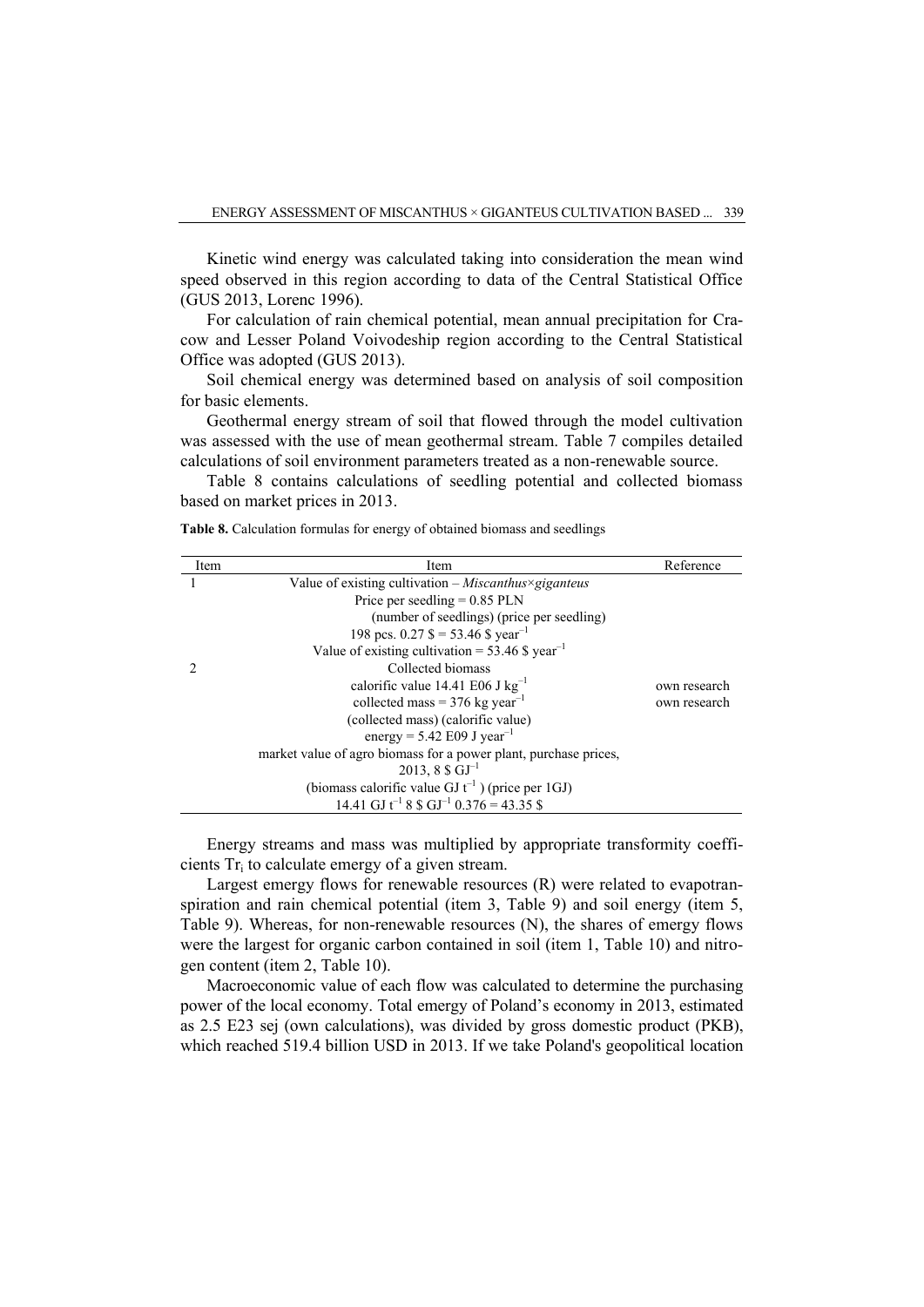Kinetic wind energy was calculated taking into consideration the mean wind speed observed in this region according to data of the Central Statistical Office (GUS 2013, Lorenc 1996).

For calculation of rain chemical potential, mean annual precipitation for Cracow and Lesser Poland Voivodeship region according to the Central Statistical Office was adopted (GUS 2013).

Soil chemical energy was determined based on analysis of soil composition for basic elements.

Geothermal energy stream of soil that flowed through the model cultivation was assessed with the use of mean geothermal stream. Table 7 compiles detailed calculations of soil environment parameters treated as a non-renewable source.

Table 8 contains calculations of seedling potential and collected biomass based on market prices in 2013.

**Table 8.** Calculation formulas for energy of obtained biomass and seedlings

| Item | Item | Reference |
|---|---|---|
| 1 | Value of existing cultivation – *Miscanthus×giganteus* | |
| | Price per seedling = 0.85 PLN | |
| | (number of seedlings) (price per seedling) | |
| | 198 pcs. 0.27 \$ = 53.46 \$ $year^{-1}$ | |
| | Value of existing cultivation = 53.46 \$ $year^{-1}$ | |
| 2 | Collected biomass | |
| | calorific value 14.41 E06 J $kg^{-1}$ | own research |
| | collected mass = 376 kg $year^{-1}$ | own research |
| | (collected mass) (calorific value) | |
| | energy = 5.42 E09 J $year^{-1}$ | |
| | market value of agro biomass for a power plant, purchase prices, 2013, 8 \$ $GJ^{-1}$ | |
| | (biomass calorific value GJ $t^{-1}$ ) (price per 1GJ) | |
| | 14.41 GJ $t^{-1}$ 8 \$ $GJ^{-1}$ 0.376 = 43.35 \$ | |

Energy streams and mass was multiplied by appropriate transformity coefficients $Tr_i$ to calculate emergy of a given stream.

Largest emergy flows for renewable resources (R) were related to evapotranspiration and rain chemical potential (item 3, Table 9) and soil energy (item 5, Table 9). Whereas, for non-renewable resources (N), the shares of emergy flows were the largest for organic carbon contained in soil (item 1, Table 10) and nitrogen content (item 2, Table 10).

Macroeconomic value of each flow was calculated to determine the purchasing power of the local economy. Total emergy of Poland's economy in 2013, estimated as 2.5 E23 sej (own calculations), was divided by gross domestic product (PKB), which reached 519.4 billion USD in 2013. If we take Poland's geopolitical location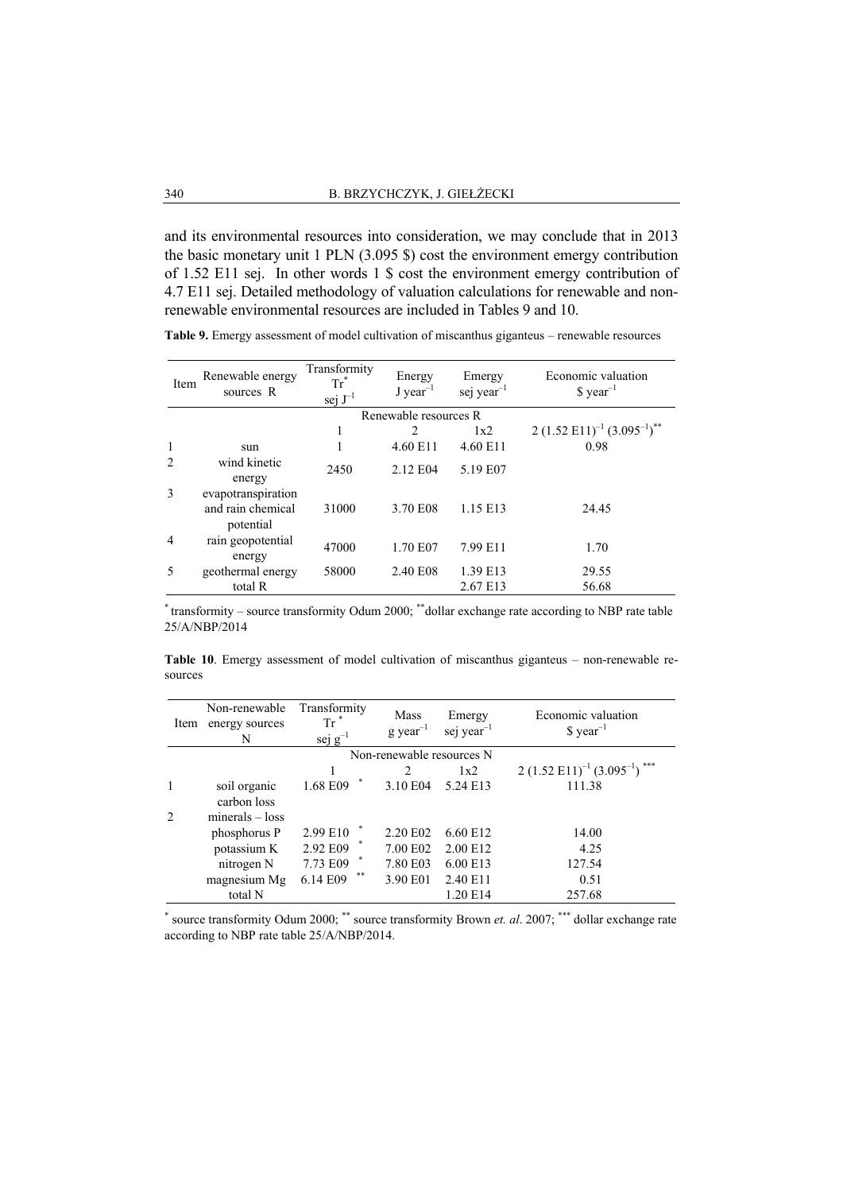and its environmental resources into consideration, we may conclude that in 2013 the basic monetary unit 1 PLN (3.095 \$) cost the environment emergy contribution of 1.52 E11 sej. In other words 1 \$ cost the environment emergy contribution of 4.7 E11 sej. Detailed methodology of valuation calculations for renewable and non-renewable environmental resources are included in Tables 9 and 10.

**Table 9.** Emergy assessment of model cultivation of miscanthus giganteus – renewable resources

| Item | Renewable energy sources R | Transformity Tr* sej $J^{-1}$ | Energy J $year^{-1}$ | Emergy sej $year^{-1}$ | Economic valuation \$ $year^{-1}$ |
|---|---|---|---|---|---|
| | | Renewable resources R | | | |
| | | 1 | 2 | 1x2 | $2\ (1.52\ E11)^{-1}\ (3.095^{-1})^{**}$ |
| 1 | sun | 1 | 4.60 E11 | 4.60 E11 | 0.98 |
| 2 | wind kinetic energy | 2450 | 2.12 E04 | 5.19 E07 | |
| 3 | evapotranspiration and rain chemical potential | 31000 | 3.70 E08 | 1.15 E13 | 24.45 |
| 4 | rain geopotential energy | 47000 | 1.70 E07 | 7.99 E11 | 1.70 |
| 5 | geothermal energy | 58000 | 2.40 E08 | 1.39 E13 | 29.55 |
| | total R | | | 2.67 E13 | 56.68 |

* transformity – source transformity Odum 2000; ** dollar exchange rate according to NBP rate table 25/A/NBP/2014

**Table 10**. Emergy assessment of model cultivation of miscanthus giganteus – non-renewable resources

| Item | Non-renewable energy sources N | Transformity Tr * sej $g^{-1}$ | Mass g $year^{-1}$ | Emergy sej $year^{-1}$ | Economic valuation \$ $year^{-1}$ |
|---|---|---|---|---|---|
| | | Non-renewable resources N | | | |
| | | 1 | 2 | 1x2 | $2\ (1.52\ E11)^{-1}\ (3.095^{-1})^{***}$ |
| 1 | soil organic carbon loss | 1.68 E09 * | 3.10 E04 | 5.24 E13 | 111.38 |
| 2 | minerals – loss | | | | |
| | phosphorus P | 2.99 E10 * | 2.20 E02 | 6.60 E12 | 14.00 |
| | potassium K | 2.92 E09 * | 7.00 E02 | 2.00 E12 | 4.25 |
| | nitrogen N | 7.73 E09 * | 7.80 E03 | 6.00 E13 | 127.54 |
| | magnesium Mg | 6.14 E09 ** | 3.90 E01 | 2.40 E11 | 0.51 |
| | total N | | | 1.20 E14 | 257.68 |

* source transformity Odum 2000; ** source transformity Brown *et. al*. 2007; *** dollar exchange rate according to NBP rate table 25/A/NBP/2014.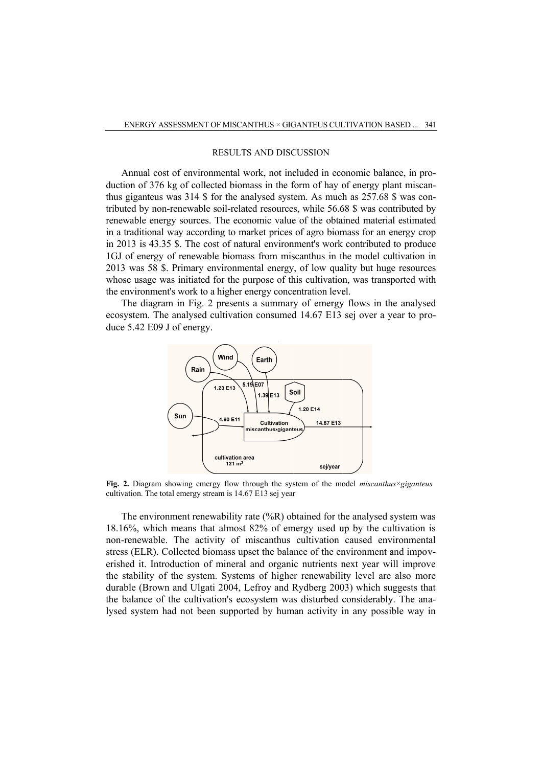## RESULTS AND DISCUSSION

Annual cost of environmental work, not included in economic balance, in production of 376 kg of collected biomass in the form of hay of energy plant miscanthus giganteus was 314 $ for the analysed system. As much as 257.68 $ was contributed by non-renewable soil-related resources, while 56.68 $ was contributed by renewable energy sources. The economic value of the obtained material estimated in a traditional way according to market prices of agro biomass for an energy crop in 2013 is 43.35 $. The cost of natural environment's work contributed to produce 1GJ of energy of renewable biomass from miscanthus in the model cultivation in 2013 was 58 $. Primary environmental energy, of low quality but huge resources whose usage was initiated for the purpose of this cultivation, was transported with the environment's work to a higher energy concentration level.

The diagram in Fig. 2 presents a summary of emergy flows in the analysed ecosystem. The analysed cultivation consumed 14.67 E13 sej over a year to produce 5.42 E09 J of energy.

**Fig. 2.** Diagram showing emergy flow through the system of the model *miscanthus×giganteus* cultivation. The total emergy stream is 14.67 E13 sej year

The environment renewability rate (%R) obtained for the analysed system was 18.16%, which means that almost 82% of emergy used up by the cultivation is non-renewable. The activity of miscanthus cultivation caused environmental stress (ELR). Collected biomass upset the balance of the environment and impoverished it. Introduction of mineral and organic nutrients next year will improve the stability of the system. Systems of higher renewability level are also more durable (Brown and Ulgati 2004, Lefroy and Rydberg 2003) which suggests that the balance of the cultivation's ecosystem was disturbed considerably. The analysed system had not been supported by human activity in any possible way in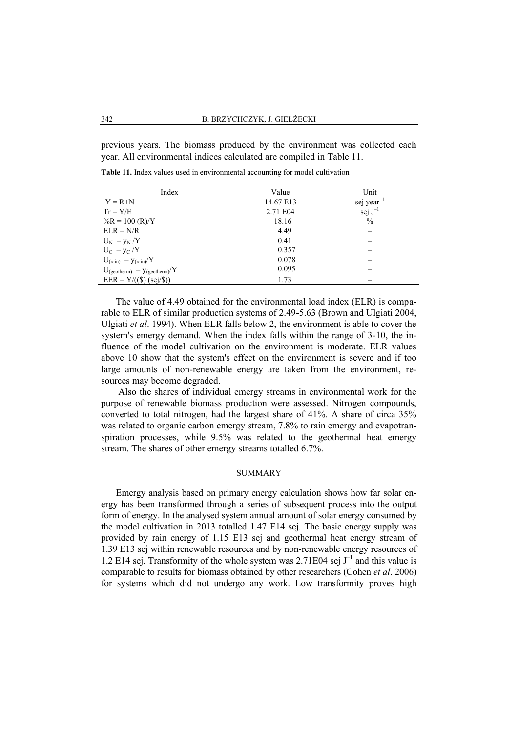previous years. The biomass produced by the environment was collected each year. All environmental indices calculated are compiled in Table 11.

**Table 11.** Index values used in environmental accounting for model cultivation

| Index | Value | Unit |
|---|---|---|
| $Y = R+N$ | 14.67 E13 | sej year$^{-1}$ |
| $Tr = Y/E$ | 2.71 E04 | sej J$^{-1}$ |
| $\%R = 100\ (R)/Y$ | 18.16 | % |
| $ELR = N/R$ | 4.49 | – |
| $U_N = y_N/Y$ | 0.41 | – |
| $U_C = y_C/Y$ | 0.357 | – |
| $U_{(rain)} = y_{(rain)}/Y$ | 0.078 | – |
| $U_{(geotherm)} = y_{(geotherm)}/Y$ | 0.095 | – |
| $EER = Y/((\$)\ (sej/\$))$ | 1.73 | – |

The value of 4.49 obtained for the environmental load index (ELR) is comparable to ELR of similar production systems of 2.49-5.63 (Brown and Ulgiati 2004, Ulgiati *et al*. 1994). When ELR falls below 2, the environment is able to cover the system's emergy demand. When the index falls within the range of 3-10, the influence of the model cultivation on the environment is moderate. ELR values above 10 show that the system's effect on the environment is severe and if too large amounts of non-renewable energy are taken from the environment, resources may become degraded.

Also the shares of individual emergy streams in environmental work for the purpose of renewable biomass production were assessed. Nitrogen compounds, converted to total nitrogen, had the largest share of 41%. A share of circa 35% was related to organic carbon emergy stream, 7.8% to rain emergy and evapotranspiration processes, while 9.5% was related to the geothermal heat emergy stream. The shares of other emergy streams totalled 6.7%.

## SUMMARY

Emergy analysis based on primary energy calculation shows how far solar energy has been transformed through a series of subsequent process into the output form of energy. In the analysed system annual amount of solar energy consumed by the model cultivation in 2013 totalled 1.47 E14 sej. The basic energy supply was provided by rain energy of 1.15 E13 sej and geothermal heat energy stream of 1.39 E13 sej within renewable resources and by non-renewable energy resources of 1.2 E14 sej. Transformity of the whole system was 2.71E04 sej J$^{-1}$ and this value is comparable to results for biomass obtained by other researchers (Cohen *et al*. 2006) for systems which did not undergo any work. Low transformity proves high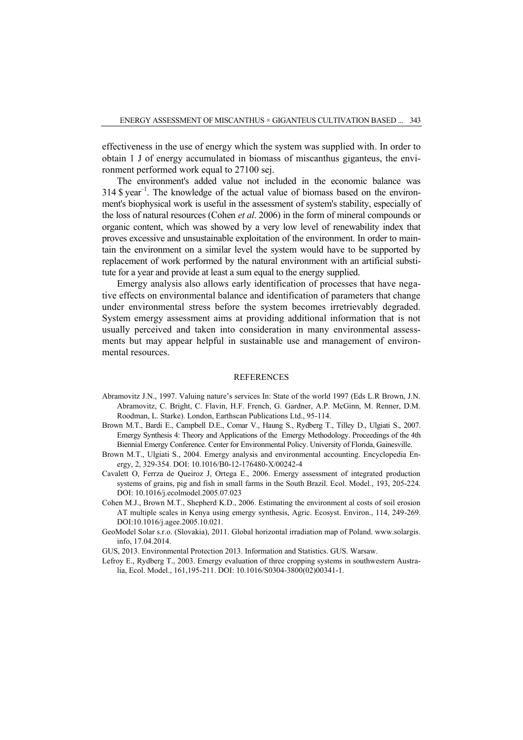effectiveness in the use of energy which the system was supplied with. In order to obtain 1 J of energy accumulated in biomass of miscanthus giganteus, the environment performed work equal to 27100 sej.

The environment's added value not included in the economic balance was 314 \$ $year^{-1}$. The knowledge of the actual value of biomass based on the environment's biophysical work is useful in the assessment of system's stability, especially of the loss of natural resources (Cohen *et al*. 2006) in the form of mineral compounds or organic content, which was showed by a very low level of renewability index that proves excessive and unsustainable exploitation of the environment. In order to maintain the environment on a similar level the system would have to be supported by replacement of work performed by the natural environment with an artificial substitute for a year and provide at least a sum equal to the energy supplied.

Emergy analysis also allows early identification of processes that have negative effects on environmental balance and identification of parameters that change under environmental stress before the system becomes irretrievably degraded. System emergy assessment aims at providing additional information that is not usually perceived and taken into consideration in many environmental assessments but may appear helpful in sustainable use and management of environmental resources.

## REFERENCES

Abramovitz J.N., 1997. Valuing nature's services In: State of the world 1997 (Eds L.R Brown, J.N. Abramovitz, C. Bright, C. Flavin, H.F. French, G. Gardner, A.P. McGinn, M. Renner, D.M. Roodman, L. Starke). London, Earthscan Publications Ltd., 95-114.

Brown M.T., Bardi E., Campbell D.E., Comar V., Haung S., Rydberg T., Tilley D., Ulgiati S., 2007. Emergy Synthesis 4: Theory and Applications of the Emergy Methodology. Proceedings of the 4th Biennial Emergy Conference. Center for Environmental Policy. University of Florida, Gainesville.

Brown M.T., Ulgiati S., 2004. Emergy analysis and environmental accounting. Encyclopedia Energy, 2, 329-354. DOI: 10.1016/B0-12-176480-X/00242-4

Cavalett O, Ferrza de Queiroz J, Ortega E., 2006. Emergy assessment of integrated production systems of grains, pig and fish in small farms in the South Brazil. Ecol. Model., 193, 205-224. DOI: 10.1016/j.ecolmodel.2005.07.023

Cohen M.J., Brown M.T., Shepherd K.D., 2006. Estimating the environment al costs of soil erosion AT multiple scales in Kenya using emergy synthesis, Agric. Ecosyst. Environ., 114, 249-269. DOI:10.1016/j.agee.2005.10.021.

GeoModel Solar s.r.o. (Slovakia), 2011. Global horizontal irradiation map of Poland. www.solargis.info, 17.04.2014.

GUS, 2013. Environmental Protection 2013. Information and Statistics. GUS. Warsaw.

Lefroy E., Rydberg T., 2003. Emergy evaluation of three cropping systems in southwestern Australia, Ecol. Model., 161,195-211. DOI: 10.1016/S0304-3800(02)00341-1.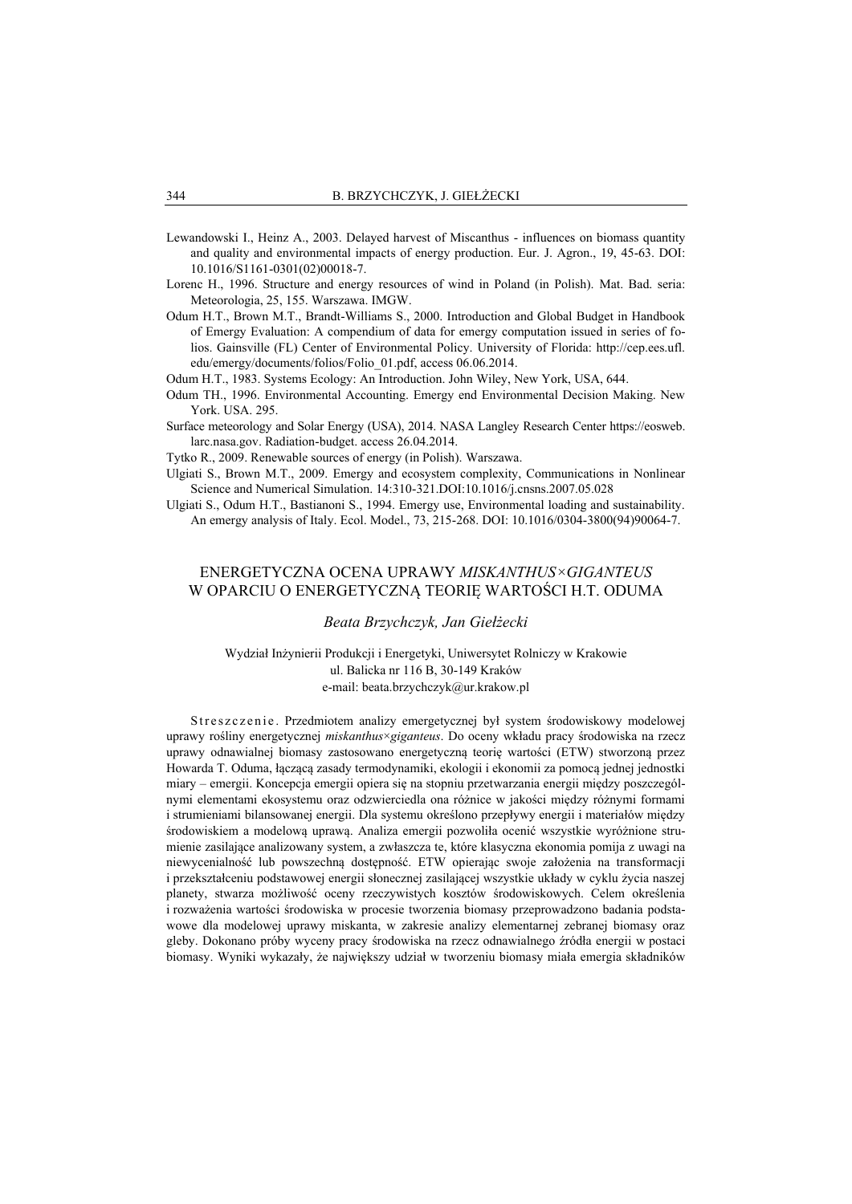Lewandowski I., Heinz A., 2003. Delayed harvest of Miscanthus - influences on biomass quantity and quality and environmental impacts of energy production. Eur. J. Agron., 19, 45-63. DOI: 10.1016/S1161-0301(02)00018-7.

Lorenc H., 1996. Structure and energy resources of wind in Poland (in Polish). Mat. Bad. seria: Meteorologia, 25, 155. Warszawa. IMGW.

Odum H.T., Brown M.T., Brandt-Williams S., 2000. Introduction and Global Budget in Handbook of Emergy Evaluation: A compendium of data for emergy computation issued in series of folios. Gainsville (FL) Center of Environmental Policy. University of Florida: http://cep.ees.ufl.edu/emergy/documents/folios/Folio_01.pdf, access 06.06.2014.

Odum H.T., 1983. Systems Ecology: An Introduction. John Wiley, New York, USA, 644.

Odum TH., 1996. Environmental Accounting. Emergy end Environmental Decision Making. New York. USA. 295.

Surface meteorology and Solar Energy (USA), 2014. NASA Langley Research Center https://eosweb.larc.nasa.gov. Radiation-budget. access 26.04.2014.

Tytko R., 2009. Renewable sources of energy (in Polish). Warszawa.

Ulgiati S., Brown M.T., 2009. Emergy and ecosystem complexity, Communications in Nonlinear Science and Numerical Simulation. 14:310-321.DOI:10.1016/j.cnsns.2007.05.028

Ulgiati S., Odum H.T., Bastianoni S., 1994. Emergy use, Environmental loading and sustainability. An emergy analysis of Italy. Ecol. Model., 73, 215-268. DOI: 10.1016/0304-3800(94)90064-7.

## ENERGETYCZNA OCENA UPRAWY *MISKANTHUS×GIGANTEUS* W OPARCIU O ENERGETYCZNĄ TEORIĘ WARTOŚCI H.T. ODUMA

*Beata Brzychczyk, Jan Giełżecki*

Wydział Inżynierii Produkcji i Energetyki, Uniwersytet Rolniczy w Krakowie
ul. Balicka nr 116 B, 30-149 Kraków
e-mail: beata.brzychczyk@ur.krakow.pl

Streszczenie. Przedmiotem analizy emergetycznej był system środowiskowy modelowej uprawy rośliny energetycznej *miskanthus×giganteus*. Do oceny wkładu pracy środowiska na rzecz uprawy odnawialnej biomasy zastosowano energetyczną teorię wartości (ETW) stworzoną przez Howarda T. Oduma, łączącą zasady termodynamiki, ekologii i ekonomii za pomocą jednej jednostki miary – emergii. Koncepcja emergii opiera się na stopniu przetwarzania energii między poszczególnymi elementami ekosystemu oraz odzwierciedla ona różnice w jakości między różnymi formami i strumieniami bilansowanej energii. Dla systemu określono przepływy energii i materiałów między środowiskiem a modelową uprawą. Analiza emergii pozwoliła ocenić wszystkie wyróżnione strumienie zasilające analizowany system, a zwłaszcza te, które klasyczna ekonomia pomija z uwagi na niewycenialność lub powszechną dostępność. ETW opierając swoje założenia na transformacji i przekształceniu podstawowej energii słonecznej zasilającej wszystkie układy w cyklu życia naszej planety, stwarza możliwość oceny rzeczywistych kosztów środowiskowych. Celem określenia i rozważenia wartości środowiska w procesie tworzenia biomasy przeprowadzono badania podstawowe dla modelowej uprawy miskanta, w zakresie analizy elementarnej zebranej biomasy oraz gleby. Dokonano próby wyceny pracy środowiska na rzecz odnawialnego źródła energii w postaci biomasy. Wyniki wykazały, że największy udział w tworzeniu biomasy miała emergia składników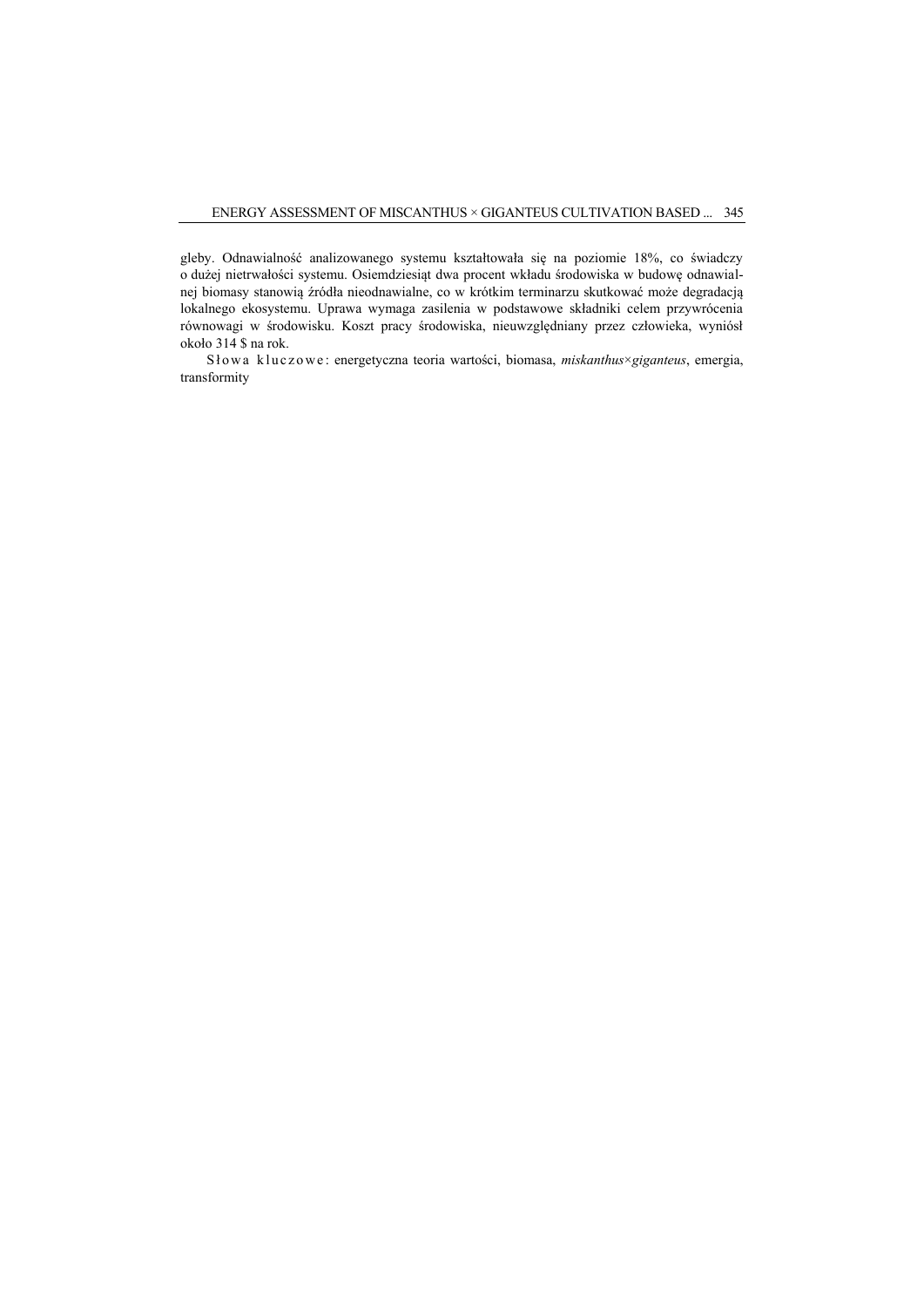gleby. Odnawialność analizowanego systemu kształtowała się na poziomie 18%, co świadczy o dużej nietrwałości systemu. Osiemdziesiąt dwa procent wkładu środowiska w budowę odnawialnej biomasy stanowią źródła nieodnawialne, co w krótkim terminarzu skutkować może degradacją lokalnego ekosystemu. Uprawa wymaga zasilenia w podstawowe składniki celem przywrócenia równowagi w środowisku. Koszt pracy środowiska, nieuwzględniany przez człowieka, wyniósł około 314 $ na rok.

Słowa kluczowe: energetyczna teoria wartości, biomasa, *miskanthus*×*giganteus*, emergia, transformity